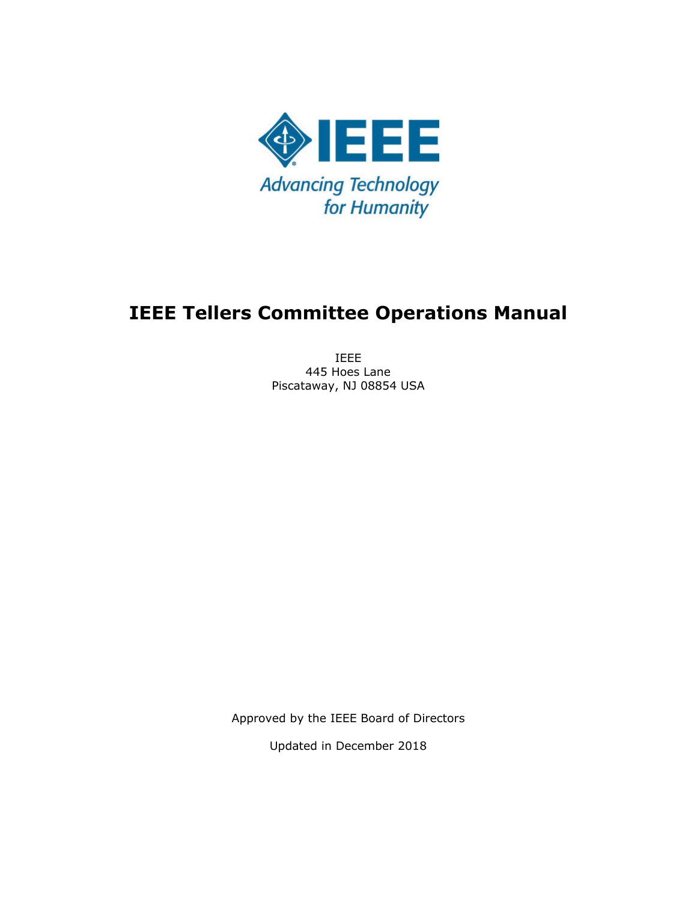IEEE

Advancing Technology for Humanity

# IEEE Tellers Committee Operations Manual

IEEE
445 Hoes Lane
Piscataway, NJ 08854 USA

Approved by the IEEE Board of Directors

Updated in December 2018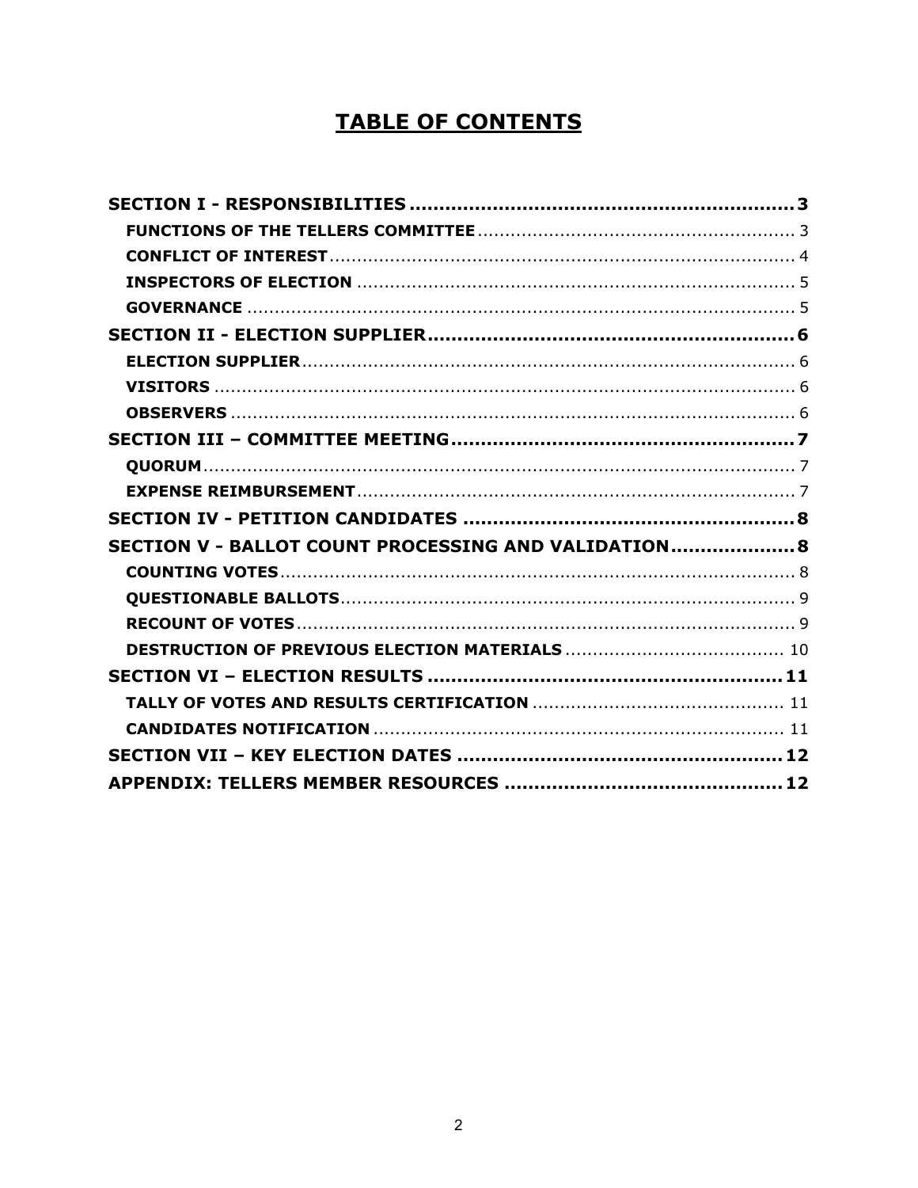# TABLE OF CONTENTS

**SECTION I - RESPONSIBILITIES** .......... **3**
- **FUNCTIONS OF THE TELLERS COMMITTEE** .......... 3
- **CONFLICT OF INTEREST** .......... 4
- **INSPECTORS OF ELECTION** .......... 5
- **GOVERNANCE** .......... 5

**SECTION II - ELECTION SUPPLIER** .......... **6**
- **ELECTION SUPPLIER** .......... 6
- **VISITORS** .......... 6
- **OBSERVERS** .......... 6

**SECTION III – COMMITTEE MEETING** .......... **7**
- **QUORUM** .......... 7
- **EXPENSE REIMBURSEMENT** .......... 7

**SECTION IV - PETITION CANDIDATES** .......... **8**

**SECTION V - BALLOT COUNT PROCESSING AND VALIDATION** .......... **8**
- **COUNTING VOTES** .......... 8
- **QUESTIONABLE BALLOTS** .......... 9
- **RECOUNT OF VOTES** .......... 9
- **DESTRUCTION OF PREVIOUS ELECTION MATERIALS** .......... 10

**SECTION VI – ELECTION RESULTS** .......... **11**
- **TALLY OF VOTES AND RESULTS CERTIFICATION** .......... 11
- **CANDIDATES NOTIFICATION** .......... 11

**SECTION VII – KEY ELECTION DATES** .......... **12**

**APPENDIX: TELLERS MEMBER RESOURCES** .......... **12**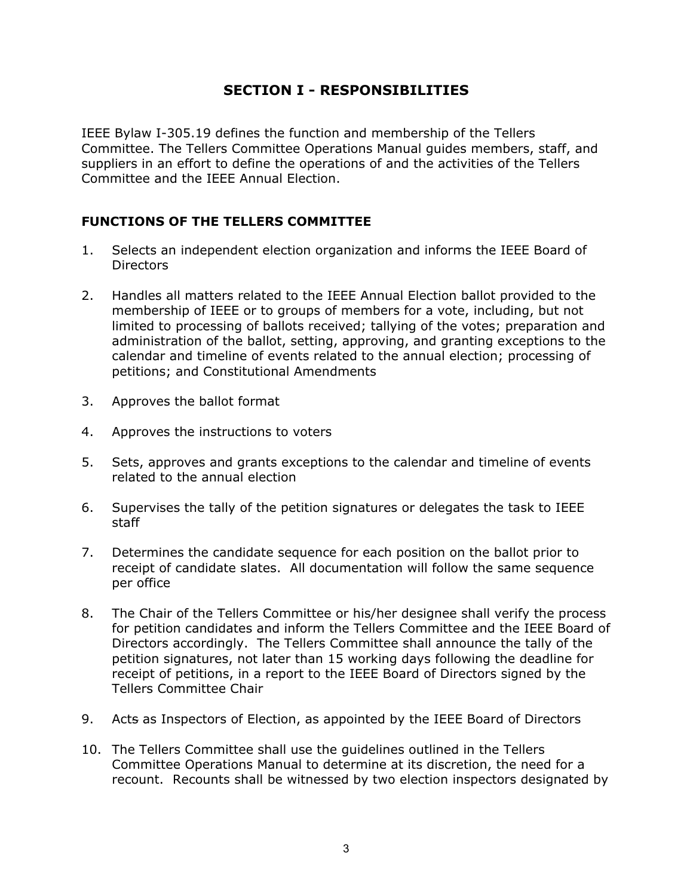# SECTION I - RESPONSIBILITIES

IEEE Bylaw I-305.19 defines the function and membership of the Tellers Committee. The Tellers Committee Operations Manual guides members, staff, and suppliers in an effort to define the operations of and the activities of the Tellers Committee and the IEEE Annual Election.

## FUNCTIONS OF THE TELLERS COMMITTEE

1. Selects an independent election organization and informs the IEEE Board of Directors

2. Handles all matters related to the IEEE Annual Election ballot provided to the membership of IEEE or to groups of members for a vote, including, but not limited to processing of ballots received; tallying of the votes; preparation and administration of the ballot, setting, approving, and granting exceptions to the calendar and timeline of events related to the annual election; processing of petitions; and Constitutional Amendments

3. Approves the ballot format

4. Approves the instructions to voters

5. Sets, approves and grants exceptions to the calendar and timeline of events related to the annual election

6. Supervises the tally of the petition signatures or delegates the task to IEEE staff

7. Determines the candidate sequence for each position on the ballot prior to receipt of candidate slates. All documentation will follow the same sequence per office

8. The Chair of the Tellers Committee or his/her designee shall verify the process for petition candidates and inform the Tellers Committee and the IEEE Board of Directors accordingly. The Tellers Committee shall announce the tally of the petition signatures, not later than 15 working days following the deadline for receipt of petitions, in a report to the IEEE Board of Directors signed by the Tellers Committee Chair

9. Acts as Inspectors of Election, as appointed by the IEEE Board of Directors

10. The Tellers Committee shall use the guidelines outlined in the Tellers Committee Operations Manual to determine at its discretion, the need for a recount. Recounts shall be witnessed by two election inspectors designated by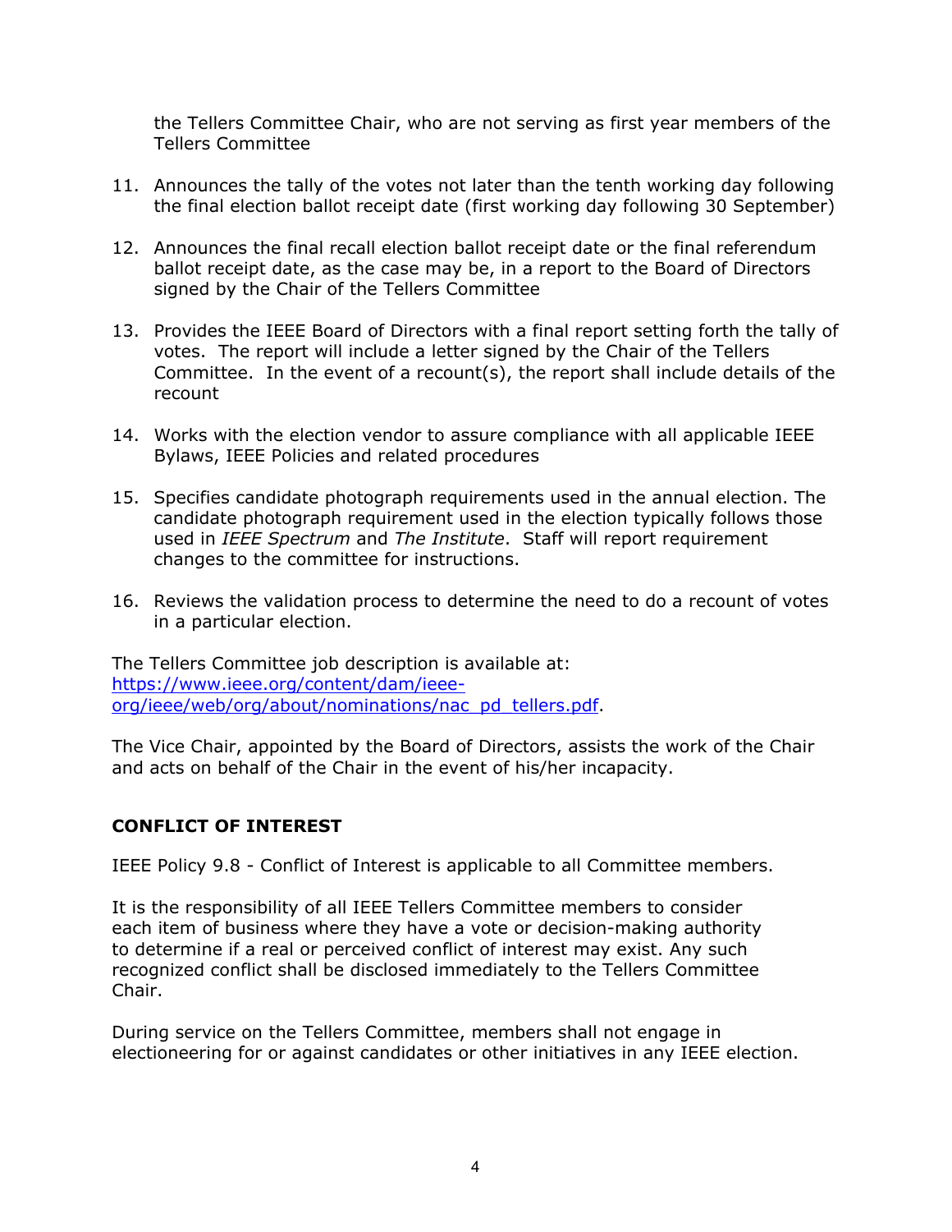the Tellers Committee Chair, who are not serving as first year members of the Tellers Committee

11. Announces the tally of the votes not later than the tenth working day following the final election ballot receipt date (first working day following 30 September)

12. Announces the final recall election ballot receipt date or the final referendum ballot receipt date, as the case may be, in a report to the Board of Directors signed by the Chair of the Tellers Committee

13. Provides the IEEE Board of Directors with a final report setting forth the tally of votes. The report will include a letter signed by the Chair of the Tellers Committee. In the event of a recount(s), the report shall include details of the recount

14. Works with the election vendor to assure compliance with all applicable IEEE Bylaws, IEEE Policies and related procedures

15. Specifies candidate photograph requirements used in the annual election. The candidate photograph requirement used in the election typically follows those used in *IEEE Spectrum* and *The Institute*. Staff will report requirement changes to the committee for instructions.

16. Reviews the validation process to determine the need to do a recount of votes in a particular election.

The Tellers Committee job description is available at: [https://www.ieee.org/content/dam/ieee-org/ieee/web/org/about/nominations/nac_pd_tellers.pdf](https://www.ieee.org/content/dam/ieee-org/ieee/web/org/about/nominations/nac_pd_tellers.pdf).

The Vice Chair, appointed by the Board of Directors, assists the work of the Chair and acts on behalf of the Chair in the event of his/her incapacity.

## CONFLICT OF INTEREST

IEEE Policy 9.8 - Conflict of Interest is applicable to all Committee members.

It is the responsibility of all IEEE Tellers Committee members to consider each item of business where they have a vote or decision-making authority to determine if a real or perceived conflict of interest may exist. Any such recognized conflict shall be disclosed immediately to the Tellers Committee Chair.

During service on the Tellers Committee, members shall not engage in electioneering for or against candidates or other initiatives in any IEEE election.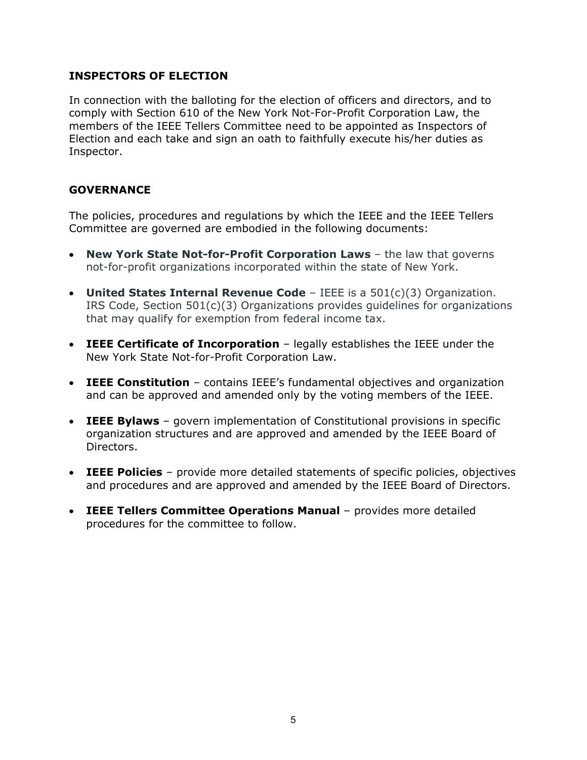## INSPECTORS OF ELECTION

In connection with the balloting for the election of officers and directors, and to comply with Section 610 of the New York Not-For-Profit Corporation Law, the members of the IEEE Tellers Committee need to be appointed as Inspectors of Election and each take and sign an oath to faithfully execute his/her duties as Inspector.

## GOVERNANCE

The policies, procedures and regulations by which the IEEE and the IEEE Tellers Committee are governed are embodied in the following documents:

- **New York State Not-for-Profit Corporation Laws** – the law that governs not-for-profit organizations incorporated within the state of New York.
- **United States Internal Revenue Code** – IEEE is a 501(c)(3) Organization. IRS Code, Section 501(c)(3) Organizations provides guidelines for organizations that may qualify for exemption from federal income tax.
- **IEEE Certificate of Incorporation** – legally establishes the IEEE under the New York State Not-for-Profit Corporation Law.
- **IEEE Constitution** – contains IEEE's fundamental objectives and organization and can be approved and amended only by the voting members of the IEEE.
- **IEEE Bylaws** – govern implementation of Constitutional provisions in specific organization structures and are approved and amended by the IEEE Board of Directors.
- **IEEE Policies** – provide more detailed statements of specific policies, objectives and procedures and are approved and amended by the IEEE Board of Directors.
- **IEEE Tellers Committee Operations Manual** – provides more detailed procedures for the committee to follow.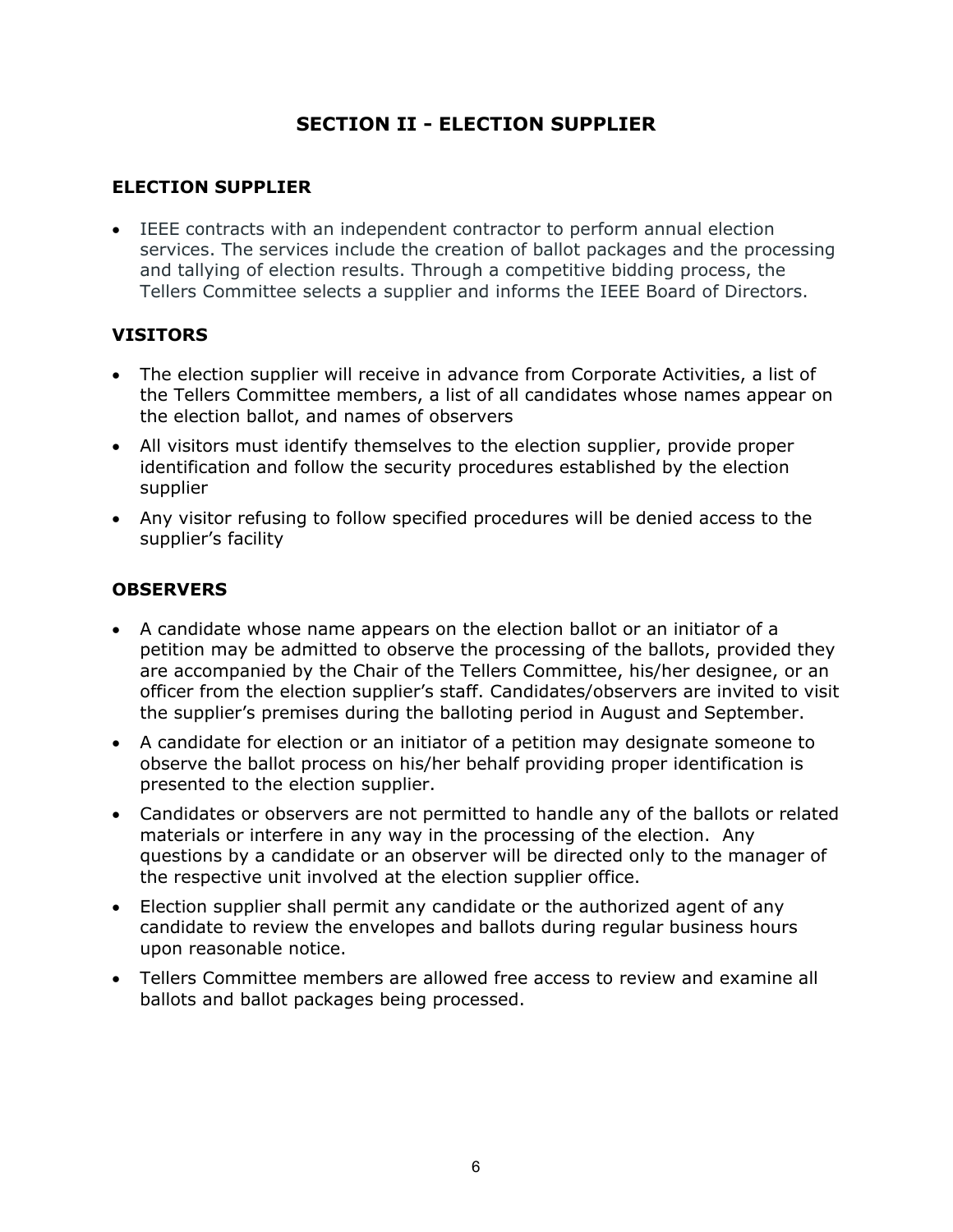# SECTION II - ELECTION SUPPLIER

## ELECTION SUPPLIER

- IEEE contracts with an independent contractor to perform annual election services. The services include the creation of ballot packages and the processing and tallying of election results. Through a competitive bidding process, the Tellers Committee selects a supplier and informs the IEEE Board of Directors.

## VISITORS

- The election supplier will receive in advance from Corporate Activities, a list of the Tellers Committee members, a list of all candidates whose names appear on the election ballot, and names of observers
- All visitors must identify themselves to the election supplier, provide proper identification and follow the security procedures established by the election supplier
- Any visitor refusing to follow specified procedures will be denied access to the supplier's facility

## OBSERVERS

- A candidate whose name appears on the election ballot or an initiator of a petition may be admitted to observe the processing of the ballots, provided they are accompanied by the Chair of the Tellers Committee, his/her designee, or an officer from the election supplier's staff. Candidates/observers are invited to visit the supplier's premises during the balloting period in August and September.
- A candidate for election or an initiator of a petition may designate someone to observe the ballot process on his/her behalf providing proper identification is presented to the election supplier.
- Candidates or observers are not permitted to handle any of the ballots or related materials or interfere in any way in the processing of the election. Any questions by a candidate or an observer will be directed only to the manager of the respective unit involved at the election supplier office.
- Election supplier shall permit any candidate or the authorized agent of any candidate to review the envelopes and ballots during regular business hours upon reasonable notice.
- Tellers Committee members are allowed free access to review and examine all ballots and ballot packages being processed.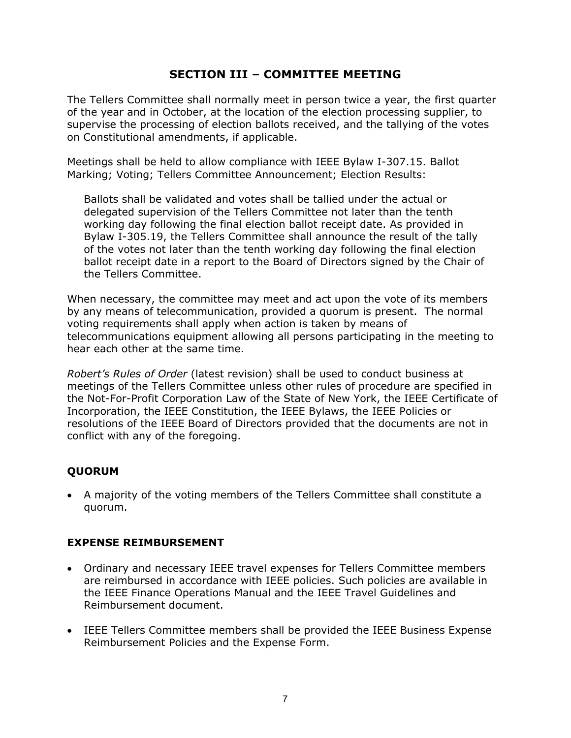## SECTION III – COMMITTEE MEETING

The Tellers Committee shall normally meet in person twice a year, the first quarter of the year and in October, at the location of the election processing supplier, to supervise the processing of election ballots received, and the tallying of the votes on Constitutional amendments, if applicable.

Meetings shall be held to allow compliance with IEEE Bylaw I-307.15. Ballot Marking; Voting; Tellers Committee Announcement; Election Results:

> Ballots shall be validated and votes shall be tallied under the actual or delegated supervision of the Tellers Committee not later than the tenth working day following the final election ballot receipt date. As provided in Bylaw I-305.19, the Tellers Committee shall announce the result of the tally of the votes not later than the tenth working day following the final election ballot receipt date in a report to the Board of Directors signed by the Chair of the Tellers Committee.

When necessary, the committee may meet and act upon the vote of its members by any means of telecommunication, provided a quorum is present. The normal voting requirements shall apply when action is taken by means of telecommunications equipment allowing all persons participating in the meeting to hear each other at the same time.

*Robert's Rules of Order* (latest revision) shall be used to conduct business at meetings of the Tellers Committee unless other rules of procedure are specified in the Not-For-Profit Corporation Law of the State of New York, the IEEE Certificate of Incorporation, the IEEE Constitution, the IEEE Bylaws, the IEEE Policies or resolutions of the IEEE Board of Directors provided that the documents are not in conflict with any of the foregoing.

### QUORUM

- A majority of the voting members of the Tellers Committee shall constitute a quorum.

### EXPENSE REIMBURSEMENT

- Ordinary and necessary IEEE travel expenses for Tellers Committee members are reimbursed in accordance with IEEE policies. Such policies are available in the IEEE Finance Operations Manual and the IEEE Travel Guidelines and Reimbursement document.
- IEEE Tellers Committee members shall be provided the IEEE Business Expense Reimbursement Policies and the Expense Form.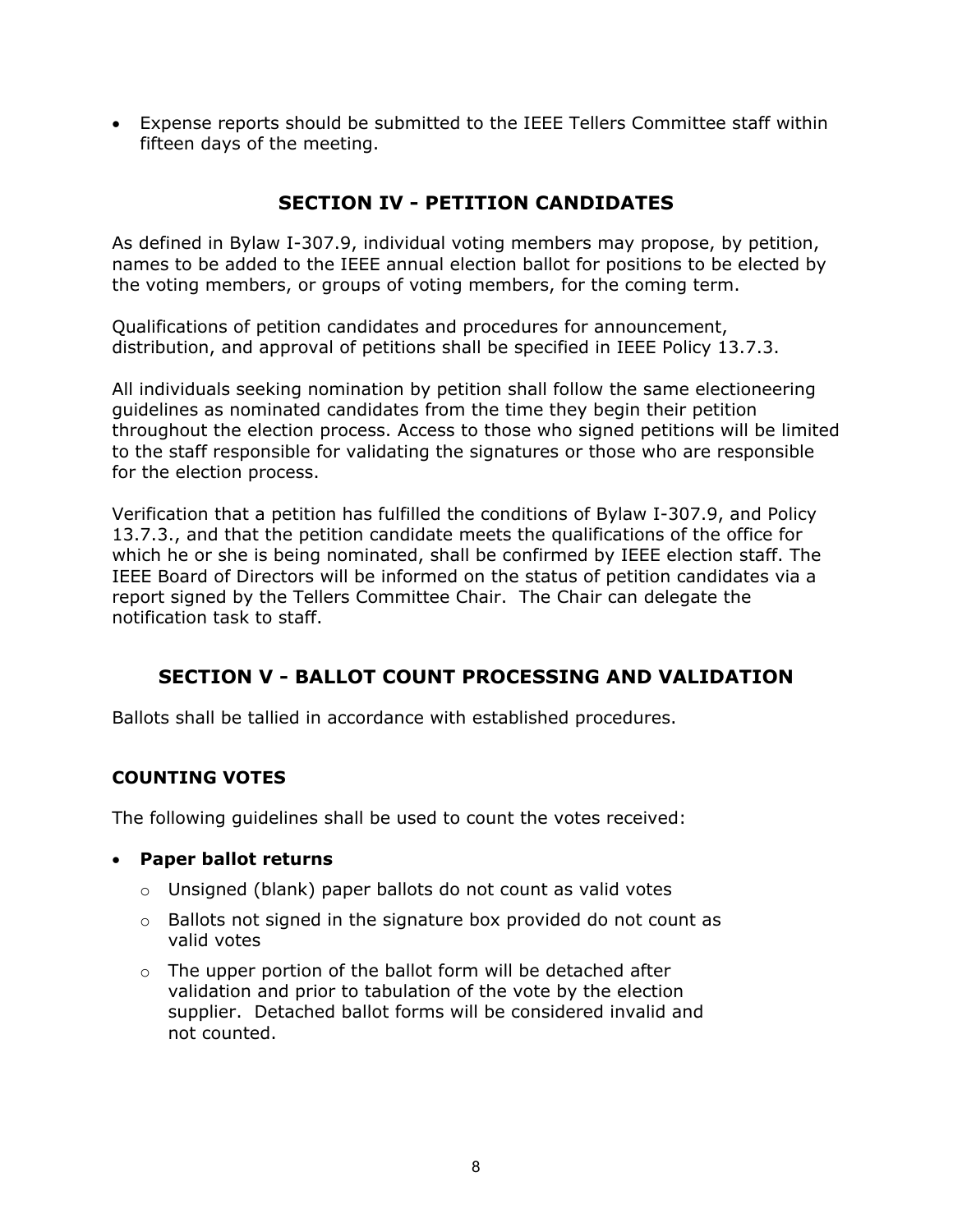- Expense reports should be submitted to the IEEE Tellers Committee staff within fifteen days of the meeting.

## SECTION IV - PETITION CANDIDATES

As defined in Bylaw I-307.9, individual voting members may propose, by petition, names to be added to the IEEE annual election ballot for positions to be elected by the voting members, or groups of voting members, for the coming term.

Qualifications of petition candidates and procedures for announcement, distribution, and approval of petitions shall be specified in IEEE Policy 13.7.3.

All individuals seeking nomination by petition shall follow the same electioneering guidelines as nominated candidates from the time they begin their petition throughout the election process. Access to those who signed petitions will be limited to the staff responsible for validating the signatures or those who are responsible for the election process.

Verification that a petition has fulfilled the conditions of Bylaw I-307.9, and Policy 13.7.3., and that the petition candidate meets the qualifications of the office for which he or she is being nominated, shall be confirmed by IEEE election staff. The IEEE Board of Directors will be informed on the status of petition candidates via a report signed by the Tellers Committee Chair. The Chair can delegate the notification task to staff.

## SECTION V - BALLOT COUNT PROCESSING AND VALIDATION

Ballots shall be tallied in accordance with established procedures.

### COUNTING VOTES

The following guidelines shall be used to count the votes received:

- **Paper ballot returns**
  - Unsigned (blank) paper ballots do not count as valid votes
  - Ballots not signed in the signature box provided do not count as valid votes
  - The upper portion of the ballot form will be detached after validation and prior to tabulation of the vote by the election supplier. Detached ballot forms will be considered invalid and not counted.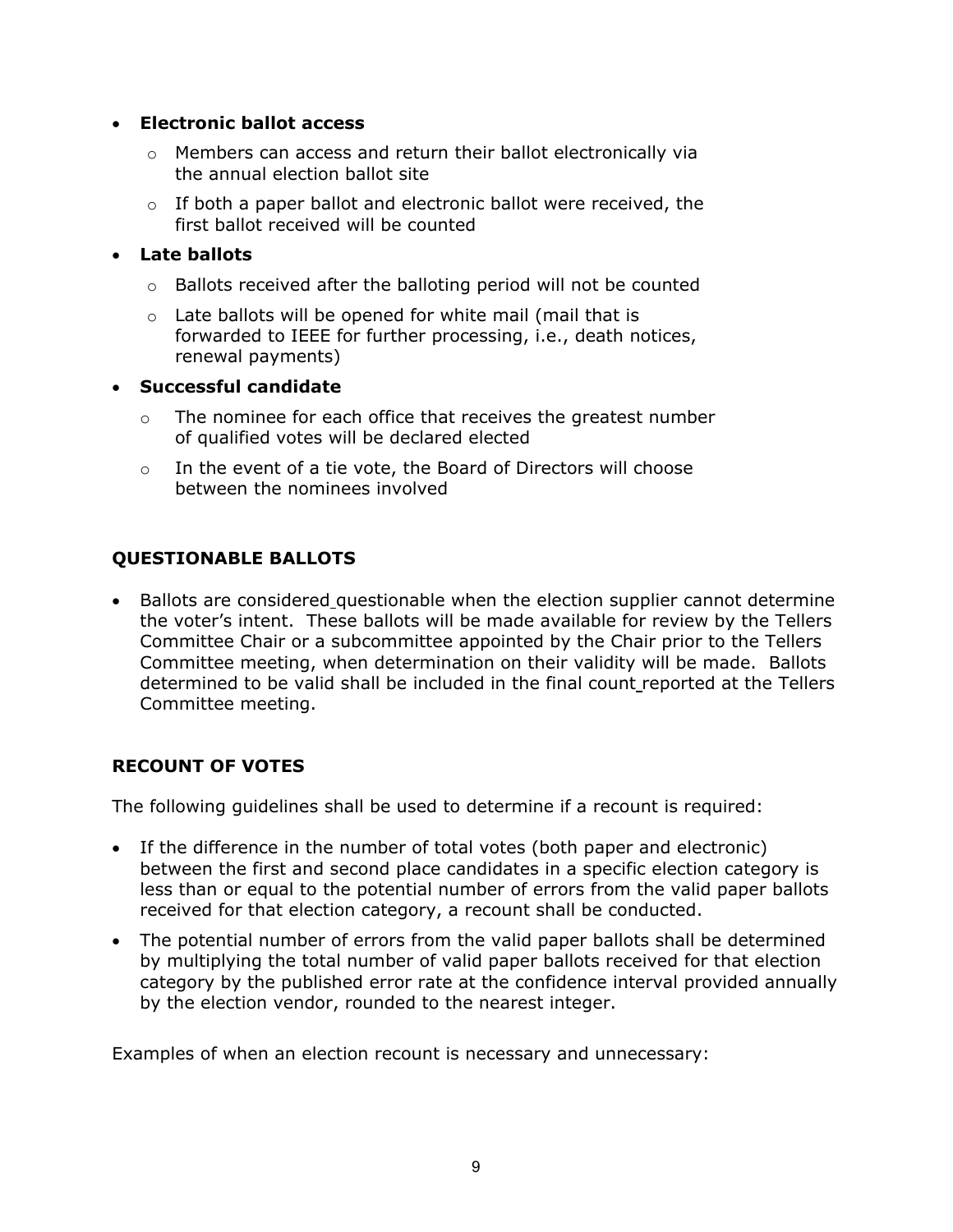- **Electronic ballot access**
  - Members can access and return their ballot electronically via the annual election ballot site
  - If both a paper ballot and electronic ballot were received, the first ballot received will be counted
- **Late ballots**
  - Ballots received after the balloting period will not be counted
  - Late ballots will be opened for white mail (mail that is forwarded to IEEE for further processing, i.e., death notices, renewal payments)
- **Successful candidate**
  - The nominee for each office that receives the greatest number of qualified votes will be declared elected
  - In the event of a tie vote, the Board of Directors will choose between the nominees involved

## QUESTIONABLE BALLOTS

- Ballots are considered questionable when the election supplier cannot determine the voter's intent. These ballots will be made available for review by the Tellers Committee Chair or a subcommittee appointed by the Chair prior to the Tellers Committee meeting, when determination on their validity will be made. Ballots determined to be valid shall be included in the final count reported at the Tellers Committee meeting.

## RECOUNT OF VOTES

The following guidelines shall be used to determine if a recount is required:

- If the difference in the number of total votes (both paper and electronic) between the first and second place candidates in a specific election category is less than or equal to the potential number of errors from the valid paper ballots received for that election category, a recount shall be conducted.
- The potential number of errors from the valid paper ballots shall be determined by multiplying the total number of valid paper ballots received for that election category by the published error rate at the confidence interval provided annually by the election vendor, rounded to the nearest integer.

Examples of when an election recount is necessary and unnecessary: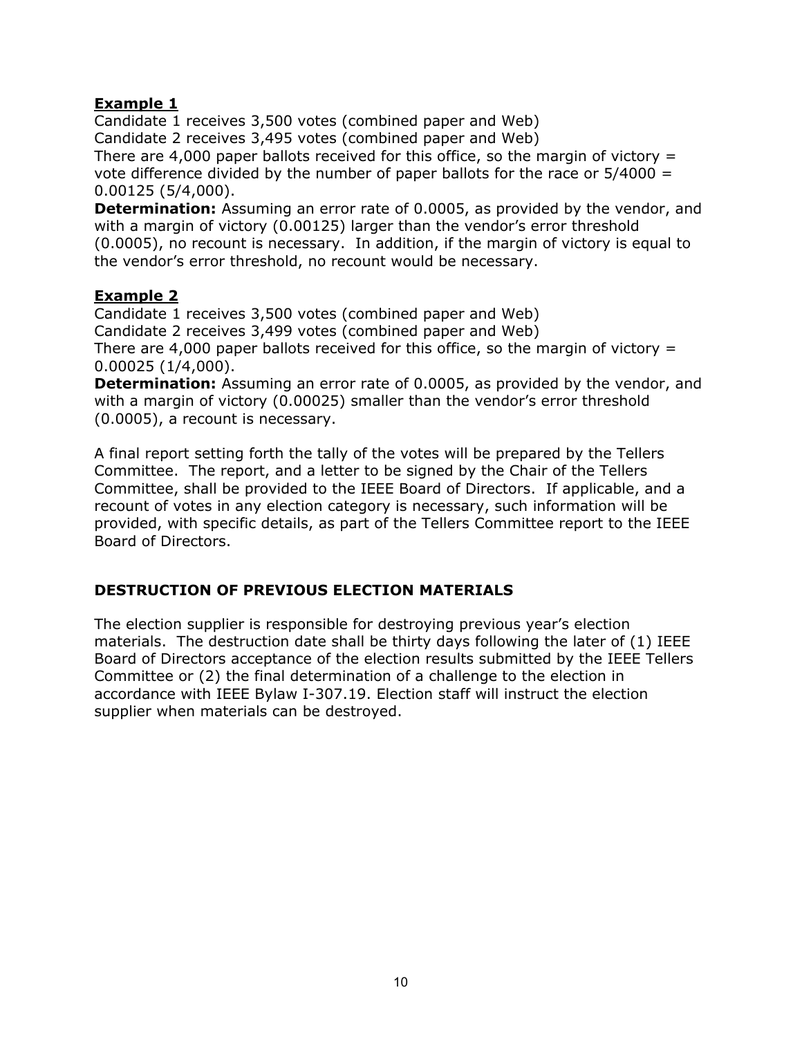**Example 1**

Candidate 1 receives 3,500 votes (combined paper and Web)
Candidate 2 receives 3,495 votes (combined paper and Web)
There are 4,000 paper ballots received for this office, so the margin of victory = vote difference divided by the number of paper ballots for the race or 5/4000 = 0.00125 (5/4,000).

**Determination:** Assuming an error rate of 0.0005, as provided by the vendor, and with a margin of victory (0.00125) larger than the vendor's error threshold (0.0005), no recount is necessary. In addition, if the margin of victory is equal to the vendor's error threshold, no recount would be necessary.

**Example 2**

Candidate 1 receives 3,500 votes (combined paper and Web)
Candidate 2 receives 3,499 votes (combined paper and Web)
There are 4,000 paper ballots received for this office, so the margin of victory = 0.00025 (1/4,000).

**Determination:** Assuming an error rate of 0.0005, as provided by the vendor, and with a margin of victory (0.00025) smaller than the vendor's error threshold (0.0005), a recount is necessary.

A final report setting forth the tally of the votes will be prepared by the Tellers Committee. The report, and a letter to be signed by the Chair of the Tellers Committee, shall be provided to the IEEE Board of Directors. If applicable, and a recount of votes in any election category is necessary, such information will be provided, with specific details, as part of the Tellers Committee report to the IEEE Board of Directors.

## DESTRUCTION OF PREVIOUS ELECTION MATERIALS

The election supplier is responsible for destroying previous year's election materials. The destruction date shall be thirty days following the later of (1) IEEE Board of Directors acceptance of the election results submitted by the IEEE Tellers Committee or (2) the final determination of a challenge to the election in accordance with IEEE Bylaw I-307.19. Election staff will instruct the election supplier when materials can be destroyed.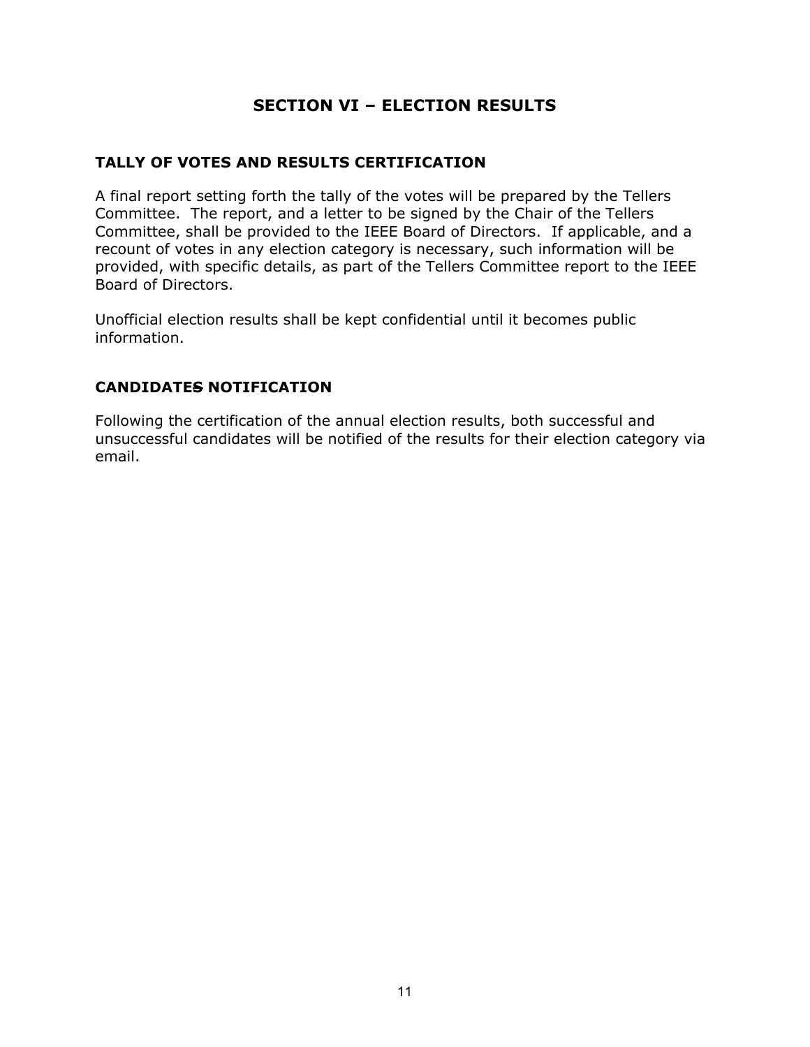# SECTION VI – ELECTION RESULTS

## TALLY OF VOTES AND RESULTS CERTIFICATION

A final report setting forth the tally of the votes will be prepared by the Tellers Committee. The report, and a letter to be signed by the Chair of the Tellers Committee, shall be provided to the IEEE Board of Directors. If applicable, and a recount of votes in any election category is necessary, such information will be provided, with specific details, as part of the Tellers Committee report to the IEEE Board of Directors.

Unofficial election results shall be kept confidential until it becomes public information.

## CANDIDATES NOTIFICATION

Following the certification of the annual election results, both successful and unsuccessful candidates will be notified of the results for their election category via email.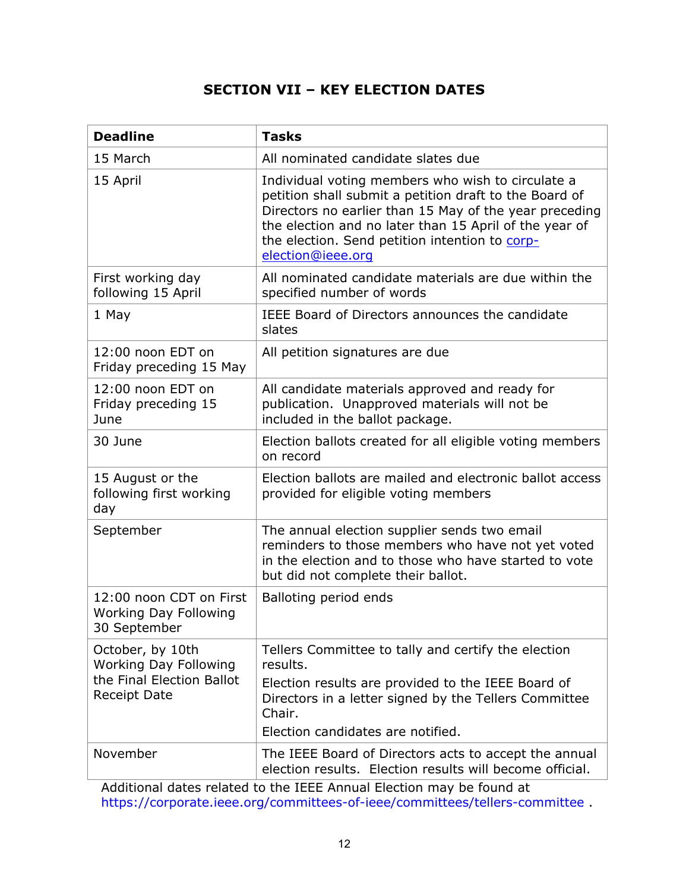## SECTION VII – KEY ELECTION DATES

| Deadline | Tasks |
| --- | --- |
| 15 March | All nominated candidate slates due |
| 15 April | Individual voting members who wish to circulate a petition shall submit a petition draft to the Board of Directors no earlier than 15 May of the year preceding the election and no later than 15 April of the year of the election. Send petition intention to corp-election@ieee.org |
| First working day following 15 April | All nominated candidate materials are due within the specified number of words |
| 1 May | IEEE Board of Directors announces the candidate slates |
| 12:00 noon EDT on Friday preceding 15 May | All petition signatures are due |
| 12:00 noon EDT on Friday preceding 15 June | All candidate materials approved and ready for publication. Unapproved materials will not be included in the ballot package. |
| 30 June | Election ballots created for all eligible voting members on record |
| 15 August or the following first working day | Election ballots are mailed and electronic ballot access provided for eligible voting members |
| September | The annual election supplier sends two email reminders to those members who have not yet voted in the election and to those who have started to vote but did not complete their ballot. |
| 12:00 noon CDT on First Working Day Following 30 September | Balloting period ends |
| October, by 10th Working Day Following the Final Election Ballot Receipt Date | Tellers Committee to tally and certify the election results.<br>Election results are provided to the IEEE Board of Directors in a letter signed by the Tellers Committee Chair.<br>Election candidates are notified. |
| November | The IEEE Board of Directors acts to accept the annual election results. Election results will become official. |

Additional dates related to the IEEE Annual Election may be found at https://corporate.ieee.org/committees-of-ieee/committees/tellers-committee .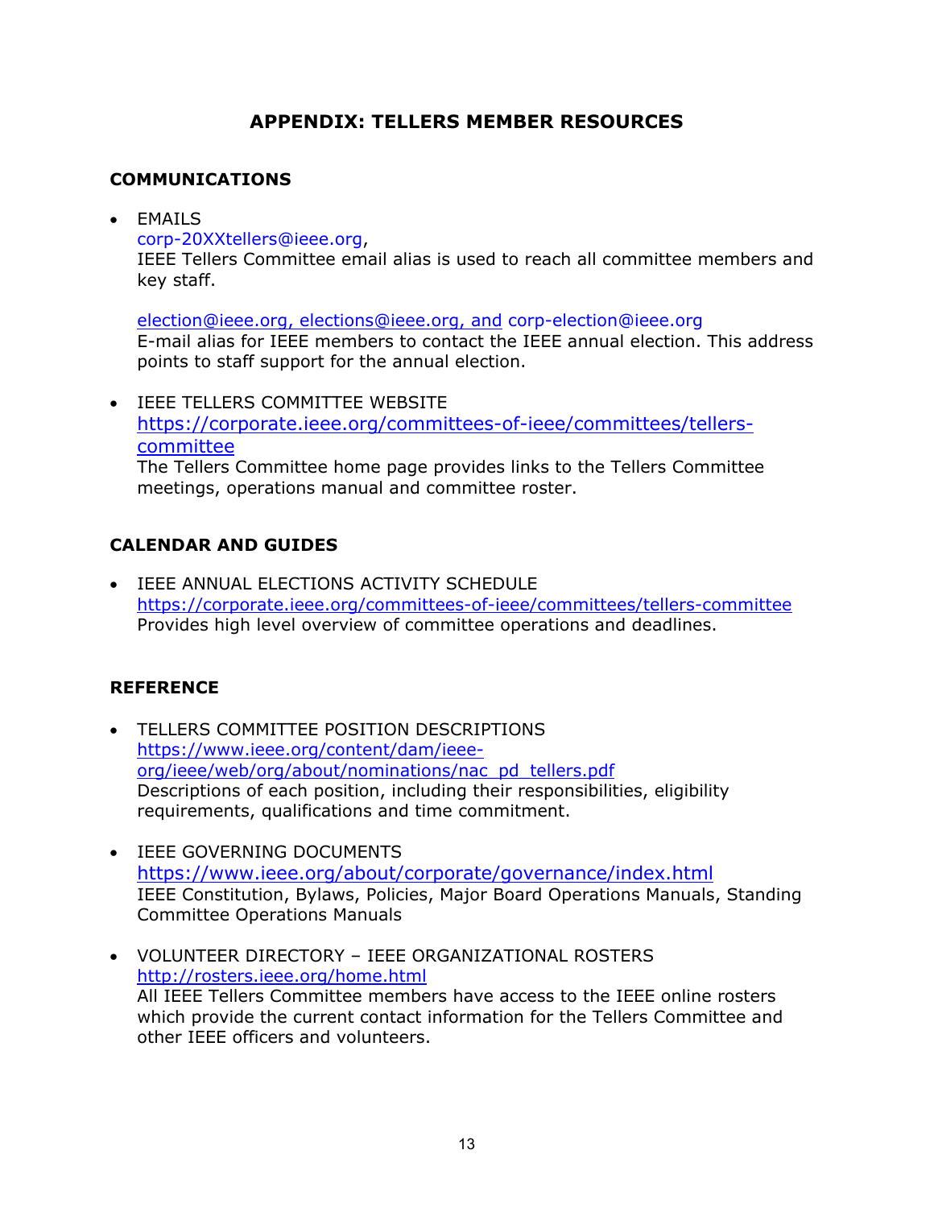# APPENDIX: TELLERS MEMBER RESOURCES

## COMMUNICATIONS

- EMAILS
  corp-20XXtellers@ieee.org,
  IEEE Tellers Committee email alias is used to reach all committee members and key staff.

  election@ieee.org, elections@ieee.org, and corp-election@ieee.org
  E-mail alias for IEEE members to contact the IEEE annual election. This address points to staff support for the annual election.

- IEEE TELLERS COMMITTEE WEBSITE
  https://corporate.ieee.org/committees-of-ieee/committees/tellers-committee
  The Tellers Committee home page provides links to the Tellers Committee meetings, operations manual and committee roster.

## CALENDAR AND GUIDES

- IEEE ANNUAL ELECTIONS ACTIVITY SCHEDULE
  https://corporate.ieee.org/committees-of-ieee/committees/tellers-committee
  Provides high level overview of committee operations and deadlines.

## REFERENCE

- TELLERS COMMITTEE POSITION DESCRIPTIONS
  https://www.ieee.org/content/dam/ieee-org/ieee/web/org/about/nominations/nac_pd_tellers.pdf
  Descriptions of each position, including their responsibilities, eligibility requirements, qualifications and time commitment.

- IEEE GOVERNING DOCUMENTS
  https://www.ieee.org/about/corporate/governance/index.html
  IEEE Constitution, Bylaws, Policies, Major Board Operations Manuals, Standing Committee Operations Manuals

- VOLUNTEER DIRECTORY – IEEE ORGANIZATIONAL ROSTERS
  http://rosters.ieee.org/home.html
  All IEEE Tellers Committee members have access to the IEEE online rosters which provide the current contact information for the Tellers Committee and other IEEE officers and volunteers.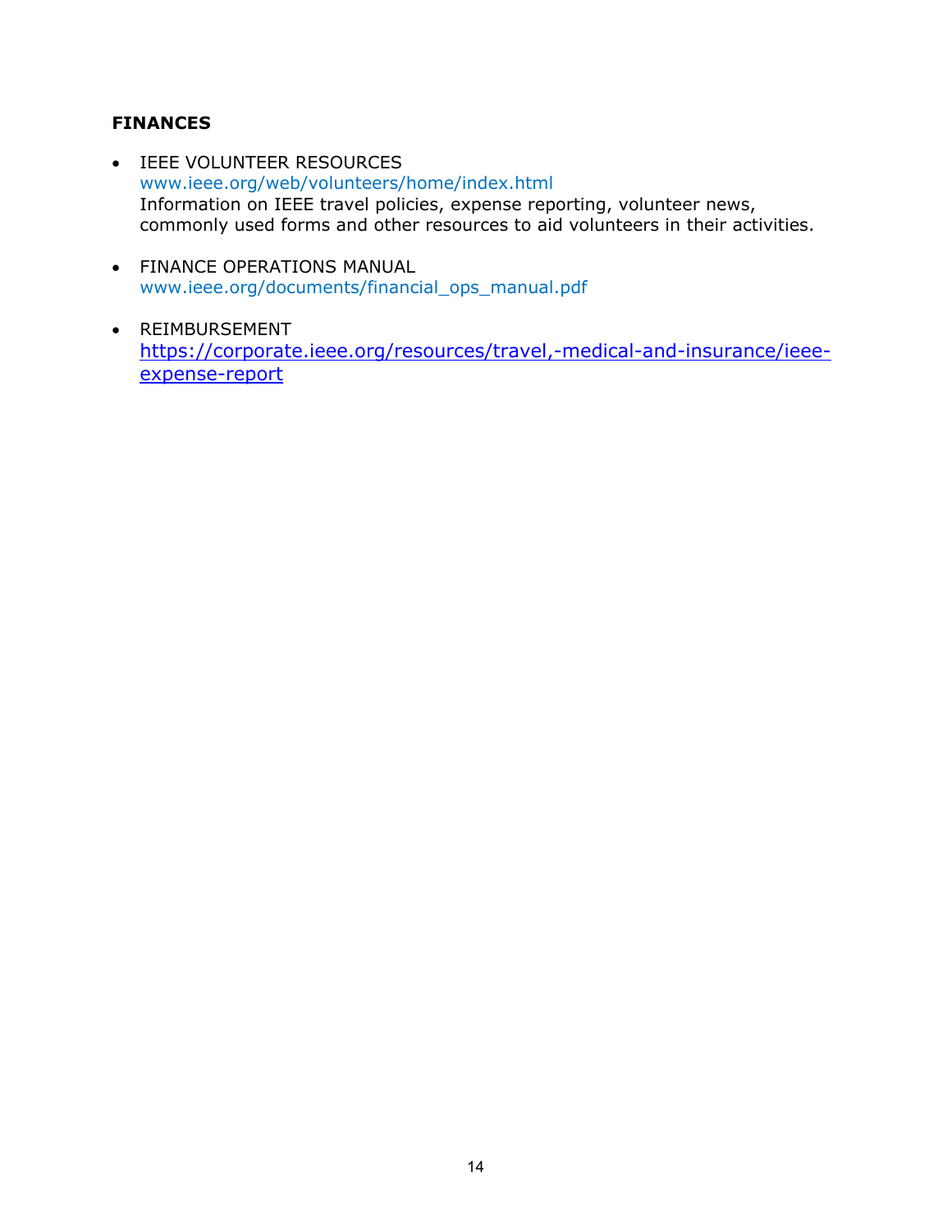**FINANCES**

- IEEE VOLUNTEER RESOURCES
  www.ieee.org/web/volunteers/home/index.html
  Information on IEEE travel policies, expense reporting, volunteer news, commonly used forms and other resources to aid volunteers in their activities.

- FINANCE OPERATIONS MANUAL
  www.ieee.org/documents/financial_ops_manual.pdf

- REIMBURSEMENT
  https://corporate.ieee.org/resources/travel,-medical-and-insurance/ieee-expense-report